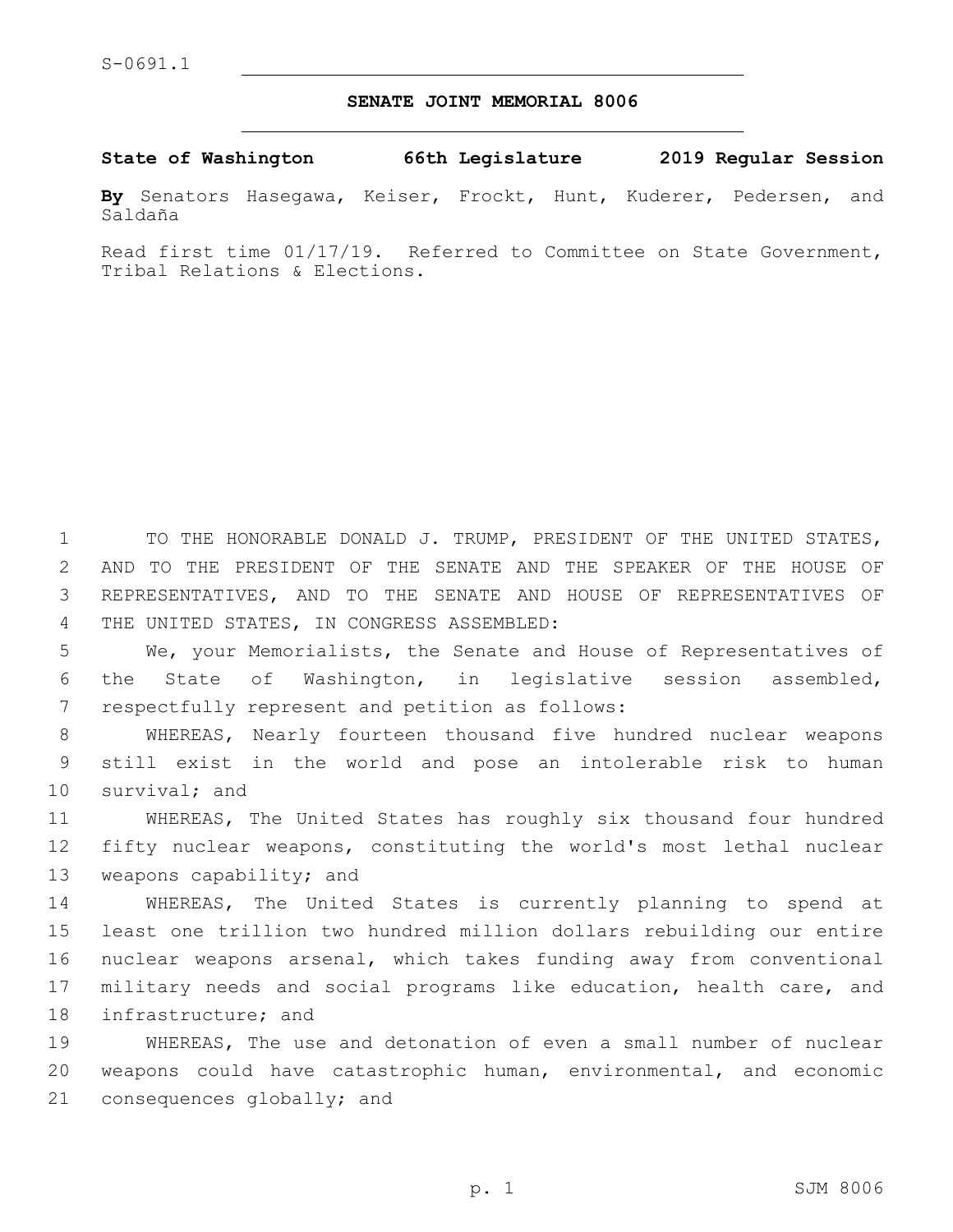S-0691.1

# SENATE JOINT MEMORIAL 8006

**State of Washington 66th Legislature 2019 Regular Session**

**By** Senators Hasegawa, Keiser, Frockt, Hunt, Kuderer, Pedersen, and Saldaña

Read first time 01/17/19. Referred to Committee on State Government, Tribal Relations & Elections.

TO THE HONORABLE DONALD J. TRUMP, PRESIDENT OF THE UNITED STATES, AND TO THE PRESIDENT OF THE SENATE AND THE SPEAKER OF THE HOUSE OF REPRESENTATIVES, AND TO THE SENATE AND HOUSE OF REPRESENTATIVES OF THE UNITED STATES, IN CONGRESS ASSEMBLED:

We, your Memorialists, the Senate and House of Representatives of the State of Washington, in legislative session assembled, respectfully represent and petition as follows:

WHEREAS, Nearly fourteen thousand five hundred nuclear weapons still exist in the world and pose an intolerable risk to human survival; and

WHEREAS, The United States has roughly six thousand four hundred fifty nuclear weapons, constituting the world's most lethal nuclear weapons capability; and

WHEREAS, The United States is currently planning to spend at least one trillion two hundred million dollars rebuilding our entire nuclear weapons arsenal, which takes funding away from conventional military needs and social programs like education, health care, and infrastructure; and

WHEREAS, The use and detonation of even a small number of nuclear weapons could have catastrophic human, environmental, and economic consequences globally; and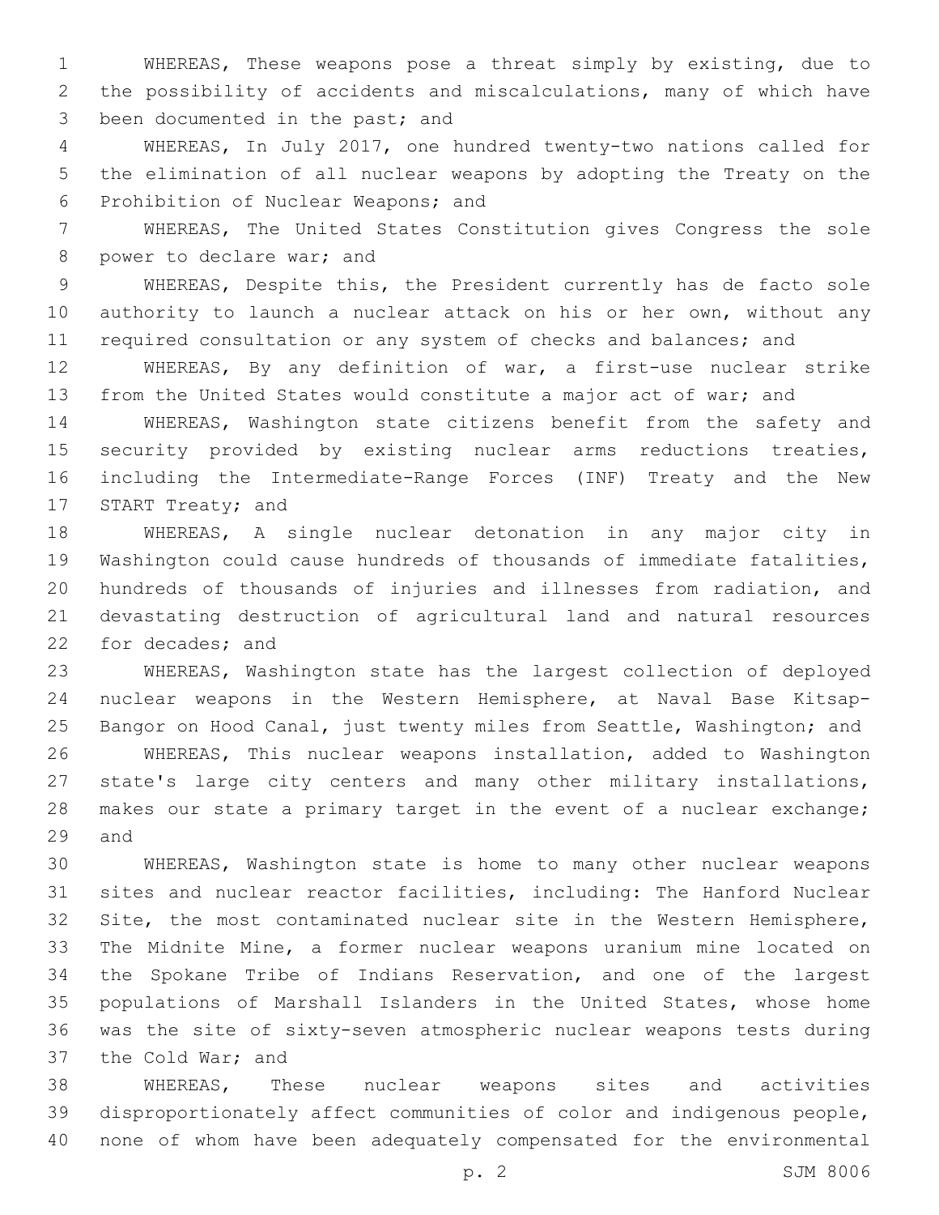WHEREAS, These weapons pose a threat simply by existing, due to the possibility of accidents and miscalculations, many of which have been documented in the past; and

WHEREAS, In July 2017, one hundred twenty-two nations called for the elimination of all nuclear weapons by adopting the Treaty on the Prohibition of Nuclear Weapons; and

WHEREAS, The United States Constitution gives Congress the sole power to declare war; and

WHEREAS, Despite this, the President currently has de facto sole authority to launch a nuclear attack on his or her own, without any required consultation or any system of checks and balances; and

WHEREAS, By any definition of war, a first-use nuclear strike from the United States would constitute a major act of war; and

WHEREAS, Washington state citizens benefit from the safety and security provided by existing nuclear arms reductions treaties, including the Intermediate-Range Forces (INF) Treaty and the New START Treaty; and

WHEREAS, A single nuclear detonation in any major city in Washington could cause hundreds of thousands of immediate fatalities, hundreds of thousands of injuries and illnesses from radiation, and devastating destruction of agricultural land and natural resources for decades; and

WHEREAS, Washington state has the largest collection of deployed nuclear weapons in the Western Hemisphere, at Naval Base Kitsap-Bangor on Hood Canal, just twenty miles from Seattle, Washington; and

WHEREAS, This nuclear weapons installation, added to Washington state's large city centers and many other military installations, makes our state a primary target in the event of a nuclear exchange; and

WHEREAS, Washington state is home to many other nuclear weapons sites and nuclear reactor facilities, including: The Hanford Nuclear Site, the most contaminated nuclear site in the Western Hemisphere, The Midnite Mine, a former nuclear weapons uranium mine located on the Spokane Tribe of Indians Reservation, and one of the largest populations of Marshall Islanders in the United States, whose home was the site of sixty-seven atmospheric nuclear weapons tests during the Cold War; and

WHEREAS, These nuclear weapons sites and activities disproportionately affect communities of color and indigenous people, none of whom have been adequately compensated for the environmental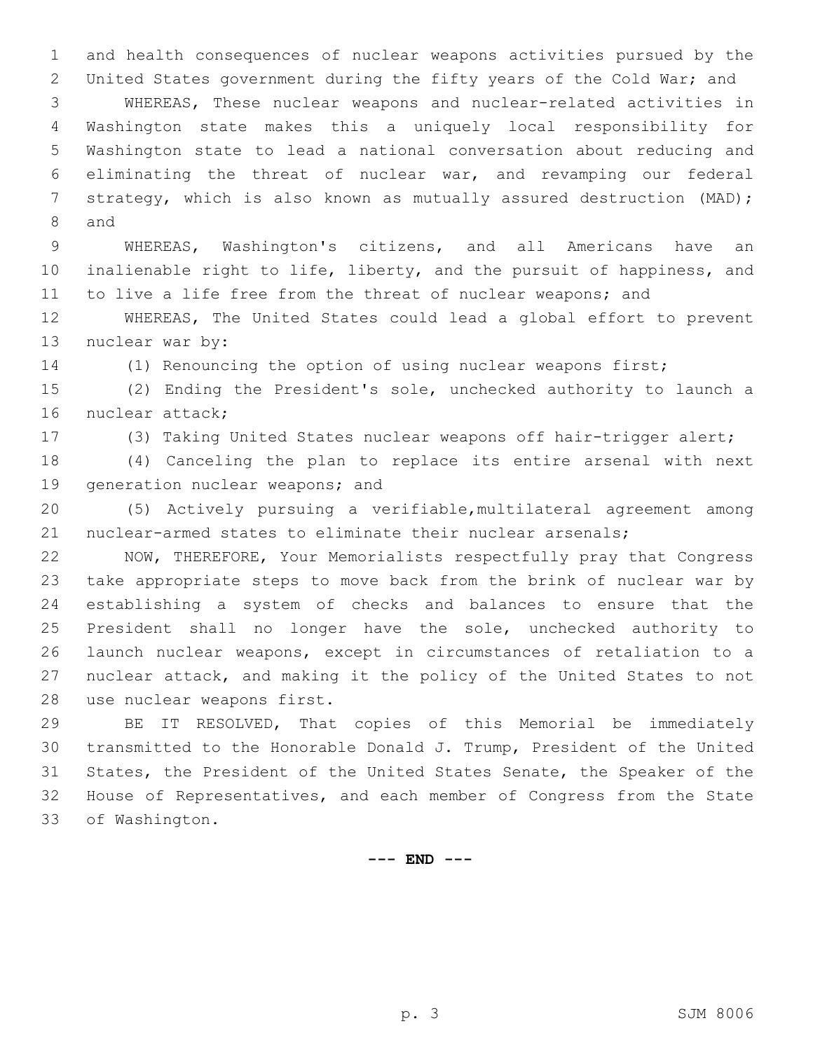and health consequences of nuclear weapons activities pursued by the United States government during the fifty years of the Cold War; and

WHEREAS, These nuclear weapons and nuclear-related activities in Washington state makes this a uniquely local responsibility for Washington state to lead a national conversation about reducing and eliminating the threat of nuclear war, and revamping our federal strategy, which is also known as mutually assured destruction (MAD); and

WHEREAS, Washington's citizens, and all Americans have an inalienable right to life, liberty, and the pursuit of happiness, and to live a life free from the threat of nuclear weapons; and

WHEREAS, The United States could lead a global effort to prevent nuclear war by:

(1) Renouncing the option of using nuclear weapons first;

(2) Ending the President's sole, unchecked authority to launch a nuclear attack;

(3) Taking United States nuclear weapons off hair-trigger alert;

(4) Canceling the plan to replace its entire arsenal with next generation nuclear weapons; and

(5) Actively pursuing a verifiable,multilateral agreement among nuclear-armed states to eliminate their nuclear arsenals;

NOW, THEREFORE, Your Memorialists respectfully pray that Congress take appropriate steps to move back from the brink of nuclear war by establishing a system of checks and balances to ensure that the President shall no longer have the sole, unchecked authority to launch nuclear weapons, except in circumstances of retaliation to a nuclear attack, and making it the policy of the United States to not use nuclear weapons first.

BE IT RESOLVED, That copies of this Memorial be immediately transmitted to the Honorable Donald J. Trump, President of the United States, the President of the United States Senate, the Speaker of the House of Representatives, and each member of Congress from the State of Washington.

**--- END ---**